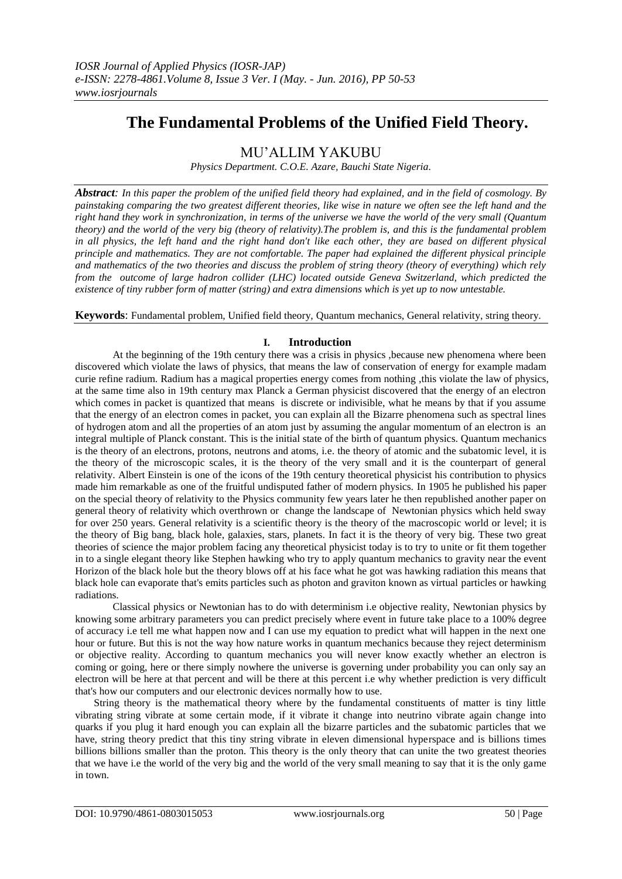# The Fundamental Problems of the Unified Field Theory.

## MU'ALLIM YAKUBU

*Physics Department. C.O.E. Azare, Bauchi State Nigeria.*

***Abstract**: In this paper the problem of the unified field theory had explained, and in the field of cosmology. By painstaking comparing the two greatest different theories, like wise in nature we often see the left hand and the right hand they work in synchronization, in terms of the universe we have the world of the very small (Quantum theory) and the world of the very big (theory of relativity).The problem is, and this is the fundamental problem in all physics, the left hand and the right hand don't like each other, they are based on different physical principle and mathematics. They are not comfortable. The paper had explained the different physical principle and mathematics of the two theories and discuss the problem of string theory (theory of everything) which rely from the outcome of large hadron collider (LHC) located outside Geneva Switzerland, which predicted the existence of tiny rubber form of matter (string) and extra dimensions which is yet up to now untestable.*

**Keywords**: Fundamental problem, Unified field theory, Quantum mechanics, General relativity, string theory.

## I. Introduction

At the beginning of the 19th century there was a crisis in physics ,because new phenomena where been discovered which violate the laws of physics, that means the law of conservation of energy for example madam curie refine radium. Radium has a magical properties energy comes from nothing ,this violate the law of physics, at the same time also in 19th century max Planck a German physicist discovered that the energy of an electron which comes in packet is quantized that means is discrete or indivisible, what he means by that if you assume that the energy of an electron comes in packet, you can explain all the Bizarre phenomena such as spectral lines of hydrogen atom and all the properties of an atom just by assuming the angular momentum of an electron is an integral multiple of Planck constant. This is the initial state of the birth of quantum physics. Quantum mechanics is the theory of an electrons, protons, neutrons and atoms, i.e. the theory of atomic and the subatomic level, it is the theory of the microscopic scales, it is the theory of the very small and it is the counterpart of general relativity. Albert Einstein is one of the icons of the 19th century theoretical physicist his contribution to physics made him remarkable as one of the fruitful undisputed father of modern physics. In 1905 he published his paper on the special theory of relativity to the Physics community few years later he then republished another paper on general theory of relativity which overthrown or change the landscape of Newtonian physics which held sway for over 250 years. General relativity is a scientific theory is the theory of the macroscopic world or level; it is the theory of Big bang, black hole, galaxies, stars, planets. In fact it is the theory of very big. These two great theories of science the major problem facing any theoretical physicist today is to try to unite or fit them together in to a single elegant theory like Stephen hawking who try to apply quantum mechanics to gravity near the event Horizon of the black hole but the theory blows off at his face what he got was hawking radiation this means that black hole can evaporate that's emits particles such as photon and graviton known as virtual particles or hawking radiations.

Classical physics or Newtonian has to do with determinism i.e objective reality, Newtonian physics by knowing some arbitrary parameters you can predict precisely where event in future take place to a 100% degree of accuracy i.e tell me what happen now and I can use my equation to predict what will happen in the next one hour or future. But this is not the way how nature works in quantum mechanics because they reject determinism or objective reality. According to quantum mechanics you will never know exactly whether an electron is coming or going, here or there simply nowhere the universe is governing under probability you can only say an electron will be here at that percent and will be there at this percent i.e why whether prediction is very difficult that's how our computers and our electronic devices normally how to use.

String theory is the mathematical theory where by the fundamental constituents of matter is tiny little vibrating string vibrate at some certain mode, if it vibrate it change into neutrino vibrate again change into quarks if you plug it hard enough you can explain all the bizarre particles and the subatomic particles that we have, string theory predict that this tiny string vibrate in eleven dimensional hyperspace and is billions times billions billions smaller than the proton. This theory is the only theory that can unite the two greatest theories that we have i.e the world of the very big and the world of the very small meaning to say that it is the only game in town.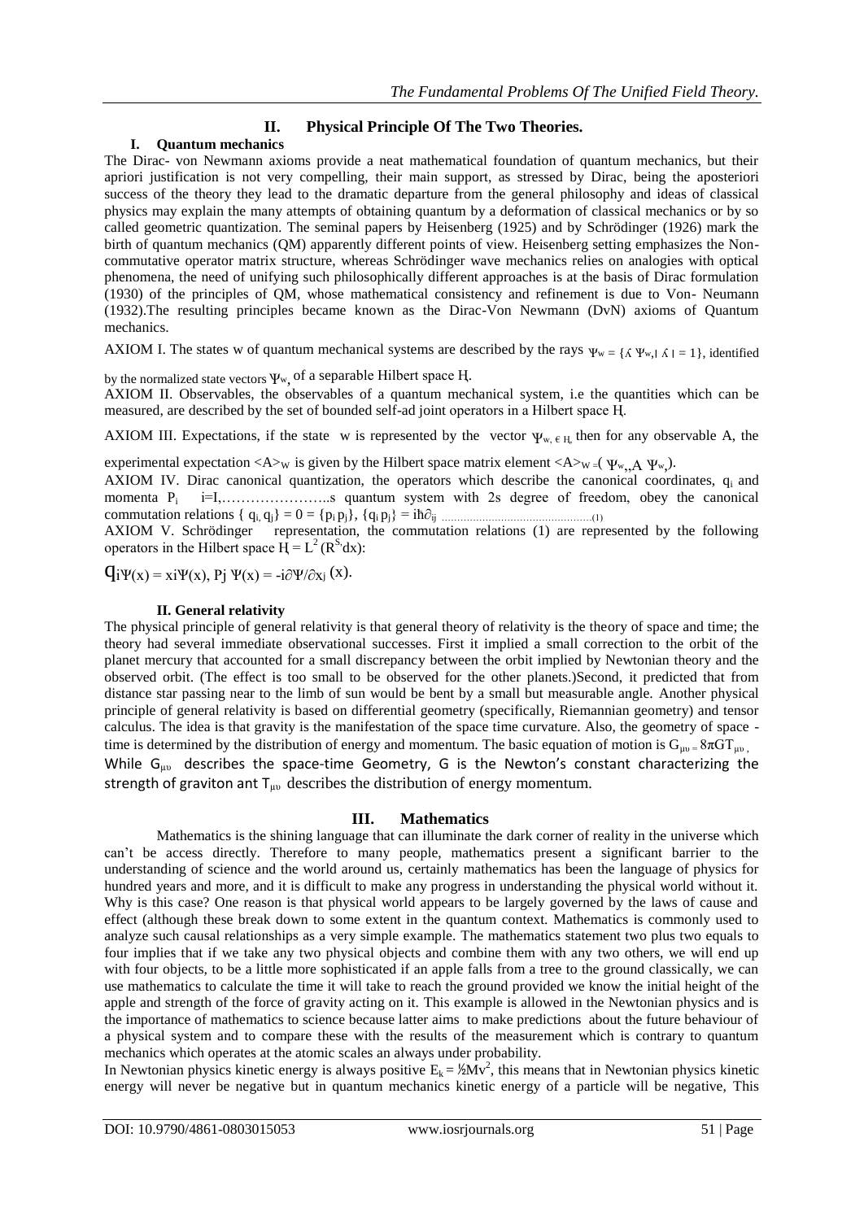## II. Physical Principle Of The Two Theories.

### I. Quantum mechanics

The Dirac- von Newmann axioms provide a neat mathematical foundation of quantum mechanics, but their apriori justification is not very compelling, their main support, as stressed by Dirac, being the aposteriori success of the theory they lead to the dramatic departure from the general philosophy and ideas of classical physics may explain the many attempts of obtaining quantum by a deformation of classical mechanics or by so called geometric quantization. The seminal papers by Heisenberg (1925) and by Schrödinger (1926) mark the birth of quantum mechanics (QM) apparently different points of view. Heisenberg setting emphasizes the Non-commutative operator matrix structure, whereas Schrödinger wave mechanics relies on analogies with optical phenomena, the need of unifying such philosophically different approaches is at the basis of Dirac formulation (1930) of the principles of QM, whose mathematical consistency and refinement is due to Von- Neumann (1932).The resulting principles became known as the Dirac-Von Newmann (DvN) axioms of Quantum mechanics.

AXIOM I. The states w of quantum mechanical systems are described by the rays $\Psi_w = \{\lambda \Psi_w, | \lambda | = 1\}$, identified by the normalized state vectors $\Psi_w$, of a separable Hilbert space H.

AXIOM II. Observables, the observables of a quantum mechanical system, i.e the quantities which can be measured, are described by the set of bounded self-ad joint operators in a Hilbert space H.

AXIOM III. Expectations, if the state w is represented by the vector $\Psi_{w, \in H}$, then for any observable A, the experimental expectation $<A>_W$ is given by the Hilbert space matrix element $<A>_W = (\Psi_w, A\,\Psi_w)$.

AXIOM IV. Dirac canonical quantization, the operators which describe the canonical coordinates, $q_i$ and momenta $P_i$ i=I,…………………..s quantum system with 2s degree of freedom, obey the canonical commutation relations $\{q_i, q_j\} = 0 = \{p_i\, p_j\}$, $\{q_i\, p_j\} = i\hbar\partial_{ij}$ ……………………………………….(1)

AXIOM V. Schrödinger representation, the commutation relations (1) are represented by the following operators in the Hilbert space $H = L^2(R^{S,}dx)$:

$$q_i\Psi(x) = x_i\Psi(x),\ P_j\ \Psi(x) = -i\partial\Psi/\partial x_j\ (x).$$

### II. General relativity

The physical principle of general relativity is that general theory of relativity is the theory of space and time; the theory had several immediate observational successes. First it implied a small correction to the orbit of the planet mercury that accounted for a small discrepancy between the orbit implied by Newtonian theory and the observed orbit. (The effect is too small to be observed for the other planets.)Second, it predicted that from distance star passing near to the limb of sun would be bent by a small but measurable angle. Another physical principle of general relativity is based on differential geometry (specifically, Riemannian geometry) and tensor calculus. The idea is that gravity is the manifestation of the space time curvature. Also, the geometry of space - time is determined by the distribution of energy and momentum. The basic equation of motion is $G_{\mu\upsilon} = 8\pi G T_{\mu\upsilon}$, While $G_{\mu\upsilon}$ describes the space-time Geometry, G is the Newton's constant characterizing the strength of graviton ant $T_{\mu\upsilon}$ describes the distribution of energy momentum.

## III. Mathematics

Mathematics is the shining language that can illuminate the dark corner of reality in the universe which can't be access directly. Therefore to many people, mathematics present a significant barrier to the understanding of science and the world around us, certainly mathematics has been the language of physics for hundred years and more, and it is difficult to make any progress in understanding the physical world without it. Why is this case? One reason is that physical world appears to be largely governed by the laws of cause and effect (although these break down to some extent in the quantum context. Mathematics is commonly used to analyze such causal relationships as a very simple example. The mathematics statement two plus two equals to four implies that if we take any two physical objects and combine them with any two others, we will end up with four objects, to be a little more sophisticated if an apple falls from a tree to the ground classically, we can use mathematics to calculate the time it will take to reach the ground provided we know the initial height of the apple and strength of the force of gravity acting on it. This example is allowed in the Newtonian physics and is the importance of mathematics to science because latter aims to make predictions about the future behaviour of a physical system and to compare these with the results of the measurement which is contrary to quantum mechanics which operates at the atomic scales an always under probability.

In Newtonian physics kinetic energy is always positive $E_k = ½Mv^2$, this means that in Newtonian physics kinetic energy will never be negative but in quantum mechanics kinetic energy of a particle will be negative, This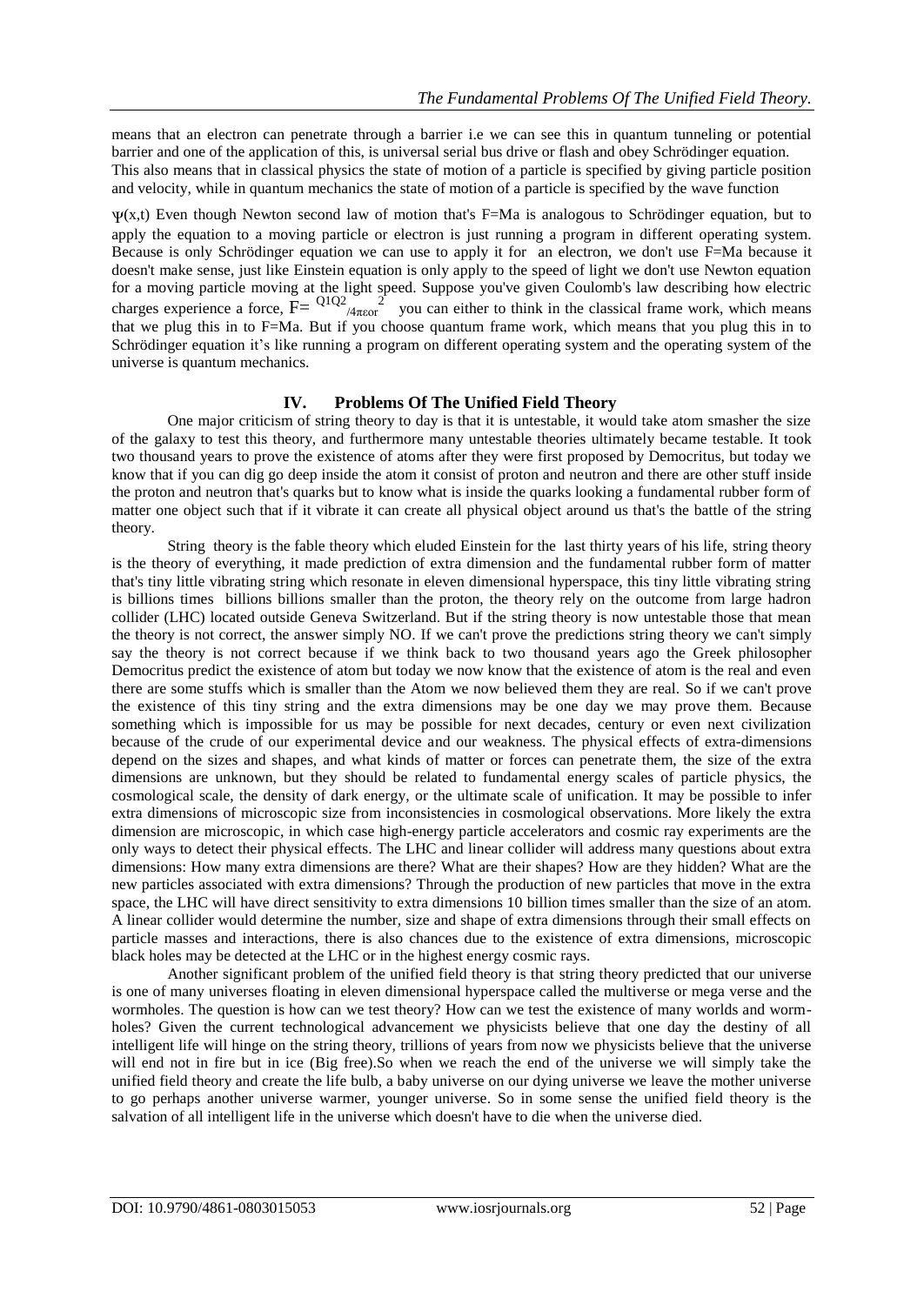means that an electron can penetrate through a barrier i.e we can see this in quantum tunneling or potential barrier and one of the application of this, is universal serial bus drive or flash and obey Schrödinger equation. This also means that in classical physics the state of motion of a particle is specified by giving particle position and velocity, while in quantum mechanics the state of motion of a particle is specified by the wave function

$\Psi(x,t)$ Even though Newton second law of motion that's F=Ma is analogous to Schrödinger equation, but to apply the equation to a moving particle or electron is just running a program in different operating system. Because is only Schrödinger equation we can use to apply it for an electron, we don't use F=Ma because it doesn't make sense, just like Einstein equation is only apply to the speed of light we don't use Newton equation for a moving particle moving at the light speed. Suppose you've given Coulomb's law describing how electric charges experience a force, $F= {Q1Q2}/{4\pi\varepsilon o r^2}$ you can either to think in the classical frame work, which means that we plug this in to F=Ma. But if you choose quantum frame work, which means that you plug this in to Schrödinger equation it's like running a program on different operating system and the operating system of the universe is quantum mechanics.

## IV. Problems Of The Unified Field Theory

One major criticism of string theory to day is that it is untestable, it would take atom smasher the size of the galaxy to test this theory, and furthermore many untestable theories ultimately became testable. It took two thousand years to prove the existence of atoms after they were first proposed by Democritus, but today we know that if you can dig go deep inside the atom it consist of proton and neutron and there are other stuff inside the proton and neutron that's quarks but to know what is inside the quarks looking a fundamental rubber form of matter one object such that if it vibrate it can create all physical object around us that's the battle of the string theory.

String theory is the fable theory which eluded Einstein for the last thirty years of his life, string theory is the theory of everything, it made prediction of extra dimension and the fundamental rubber form of matter that's tiny little vibrating string which resonate in eleven dimensional hyperspace, this tiny little vibrating string is billions times billions billions smaller than the proton, the theory rely on the outcome from large hadron collider (LHC) located outside Geneva Switzerland. But if the string theory is now untestable those that mean the theory is not correct, the answer simply NO. If we can't prove the predictions string theory we can't simply say the theory is not correct because if we think back to two thousand years ago the Greek philosopher Democritus predict the existence of atom but today we now know that the existence of atom is the real and even there are some stuffs which is smaller than the Atom we now believed them they are real. So if we can't prove the existence of this tiny string and the extra dimensions may be one day we may prove them. Because something which is impossible for us may be possible for next decades, century or even next civilization because of the crude of our experimental device and our weakness. The physical effects of extra-dimensions depend on the sizes and shapes, and what kinds of matter or forces can penetrate them, the size of the extra dimensions are unknown, but they should be related to fundamental energy scales of particle physics, the cosmological scale, the density of dark energy, or the ultimate scale of unification. It may be possible to infer extra dimensions of microscopic size from inconsistencies in cosmological observations. More likely the extra dimension are microscopic, in which case high-energy particle accelerators and cosmic ray experiments are the only ways to detect their physical effects. The LHC and linear collider will address many questions about extra dimensions: How many extra dimensions are there? What are their shapes? How are they hidden? What are the new particles associated with extra dimensions? Through the production of new particles that move in the extra space, the LHC will have direct sensitivity to extra dimensions 10 billion times smaller than the size of an atom. A linear collider would determine the number, size and shape of extra dimensions through their small effects on particle masses and interactions, there is also chances due to the existence of extra dimensions, microscopic black holes may be detected at the LHC or in the highest energy cosmic rays.

Another significant problem of the unified field theory is that string theory predicted that our universe is one of many universes floating in eleven dimensional hyperspace called the multiverse or mega verse and the wormholes. The question is how can we test theory? How can we test the existence of many worlds and worm-holes? Given the current technological advancement we physicists believe that one day the destiny of all intelligent life will hinge on the string theory, trillions of years from now we physicists believe that the universe will end not in fire but in ice (Big free).So when we reach the end of the universe we will simply take the unified field theory and create the life bulb, a baby universe on our dying universe we leave the mother universe to go perhaps another universe warmer, younger universe. So in some sense the unified field theory is the salvation of all intelligent life in the universe which doesn't have to die when the universe died.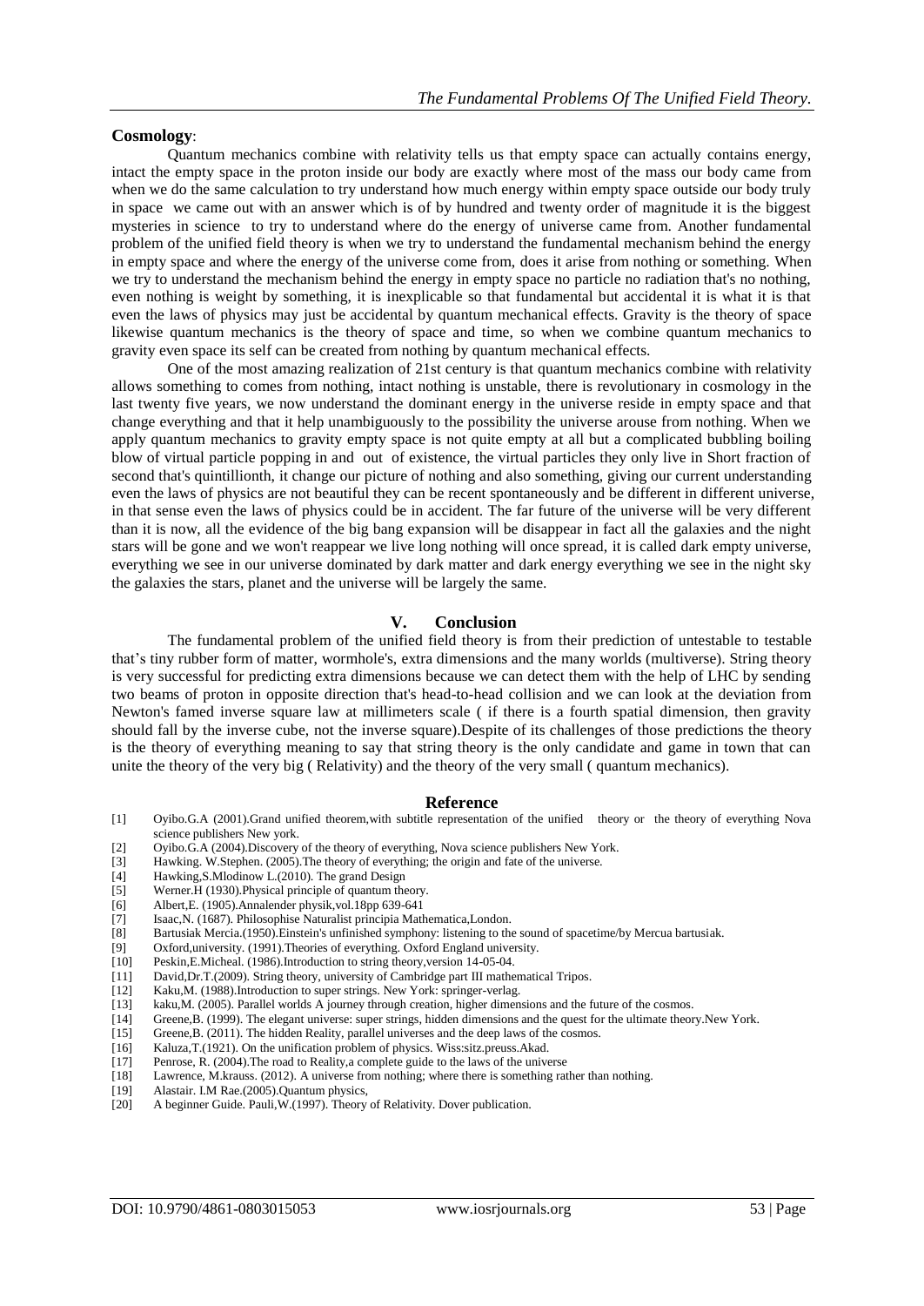**Cosmology**:

Quantum mechanics combine with relativity tells us that empty space can actually contains energy, intact the empty space in the proton inside our body are exactly where most of the mass our body came from when we do the same calculation to try understand how much energy within empty space outside our body truly in space we came out with an answer which is of by hundred and twenty order of magnitude it is the biggest mysteries in science to try to understand where do the energy of universe came from. Another fundamental problem of the unified field theory is when we try to understand the fundamental mechanism behind the energy in empty space and where the energy of the universe come from, does it arise from nothing or something. When we try to understand the mechanism behind the energy in empty space no particle no radiation that's no nothing, even nothing is weight by something, it is inexplicable so that fundamental but accidental it is what it is that even the laws of physics may just be accidental by quantum mechanical effects. Gravity is the theory of space likewise quantum mechanics is the theory of space and time, so when we combine quantum mechanics to gravity even space its self can be created from nothing by quantum mechanical effects.

One of the most amazing realization of 21st century is that quantum mechanics combine with relativity allows something to comes from nothing, intact nothing is unstable, there is revolutionary in cosmology in the last twenty five years, we now understand the dominant energy in the universe reside in empty space and that change everything and that it help unambiguously to the possibility the universe arouse from nothing. When we apply quantum mechanics to gravity empty space is not quite empty at all but a complicated bubbling boiling blow of virtual particle popping in and out of existence, the virtual particles they only live in Short fraction of second that's quintillionth, it change our picture of nothing and also something, giving our current understanding even the laws of physics are not beautiful they can be recent spontaneously and be different in different universe, in that sense even the laws of physics could be in accident. The far future of the universe will be very different than it is now, all the evidence of the big bang expansion will be disappear in fact all the galaxies and the night stars will be gone and we won't reappear we live long nothing will once spread, it is called dark empty universe, everything we see in our universe dominated by dark matter and dark energy everything we see in the night sky the galaxies the stars, planet and the universe will be largely the same.

## V. Conclusion

The fundamental problem of the unified field theory is from their prediction of untestable to testable that's tiny rubber form of matter, wormhole's, extra dimensions and the many worlds (multiverse). String theory is very successful for predicting extra dimensions because we can detect them with the help of LHC by sending two beams of proton in opposite direction that's head-to-head collision and we can look at the deviation from Newton's famed inverse square law at millimeters scale ( if there is a fourth spatial dimension, then gravity should fall by the inverse cube, not the inverse square).Despite of its challenges of those predictions the theory is the theory of everything meaning to say that string theory is the only candidate and game in town that can unite the theory of the very big ( Relativity) and the theory of the very small ( quantum mechanics).

## Reference

[1] Oyibo.G.A (2001).Grand unified theorem,with subtitle representation of the unified theory or the theory of everything Nova science publishers New york.
[2] Oyibo.G.A (2004).Discovery of the theory of everything, Nova science publishers New York.
[3] Hawking. W.Stephen. (2005).The theory of everything; the origin and fate of the universe.
[4] Hawking,S.Mlodinow L.(2010). The grand Design
[5] Werner.H (1930).Physical principle of quantum theory.
[6] Albert,E. (1905).Annalender physik,vol.18pp 639-641
[7] Isaac,N. (1687). Philosophise Naturalist principia Mathematica,London.
[8] Bartusiak Mercia.(1950).Einstein's unfinished symphony: listening to the sound of spacetime/by Mercua bartusiak.
[9] Oxford,university. (1991).Theories of everything. Oxford England university.
[10] Peskin,E.Micheal. (1986).Introduction to string theory,version 14-05-04.
[11] David,Dr.T.(2009). String theory, university of Cambridge part III mathematical Tripos.
[12] Kaku,M. (1988).Introduction to super strings. New York: springer-verlag.
[13] kaku,M. (2005). Parallel worlds A journey through creation, higher dimensions and the future of the cosmos.
[14] Greene,B. (1999). The elegant universe: super strings, hidden dimensions and the quest for the ultimate theory.New York.
[15] Greene,B. (2011). The hidden Reality, parallel universes and the deep laws of the cosmos.
[16] Kaluza,T.(1921). On the unification problem of physics. Wiss:sitz.preuss.Akad.
[17] Penrose, R. (2004).The road to Reality,a complete guide to the laws of the universe
[18] Lawrence, M.krauss. (2012). A universe from nothing; where there is something rather than nothing.
[19] Alastair. I.M Rae.(2005).Quantum physics,
[20] A beginner Guide. Pauli,W.(1997). Theory of Relativity. Dover publication.